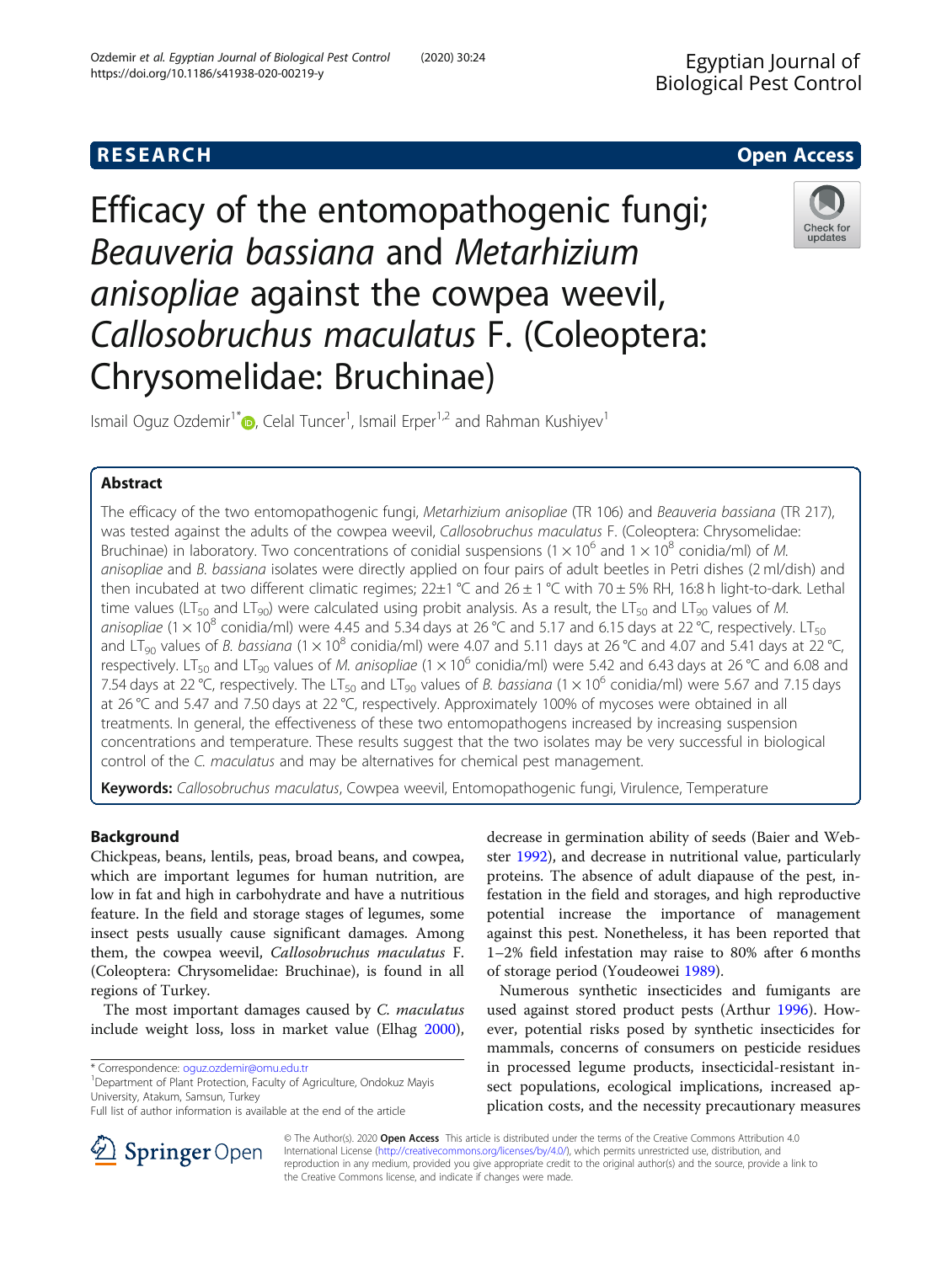RESEARCH Open Access

# Efficacy of the entomopathogenic fungi; *Beauveria bassiana* and *Metarhizium anisopliae* against the cowpea weevil, *Callosobruchus maculatus* F. (Coleoptera: Chrysomelidae: Bruchinae)

Ismail Oguz Ozdemir[1*], Celal Tuncer[1], Ismail Erper[1,2] and Rahman Kushiyev[1]

## Abstract

The efficacy of the two entomopathogenic fungi, *Metarhizium anisopliae* (TR 106) and *Beauveria bassiana* (TR 217), was tested against the adults of the cowpea weevil, *Callosobruchus maculatus* F. (Coleoptera: Chrysomelidae: Bruchinae) in laboratory. Two concentrations of conidial suspensions ($1 \times 10^6$ and $1 \times 10^8$ conidia/ml) of *M. anisopliae* and *B. bassiana* isolates were directly applied on four pairs of adult beetles in Petri dishes (2 ml/dish) and then incubated at two different climatic regimes; 22±1 °C and 26 ± 1 °C with 70 ± 5% RH, 16:8 h light-to-dark. Lethal time values ($LT_{50}$ and $LT_{90}$) were calculated using probit analysis. As a result, the $LT_{50}$ and $LT_{90}$ values of *M. anisopliae* ($1 \times 10^8$ conidia/ml) were 4.45 and 5.34 days at 26 °C and 5.17 and 6.15 days at 22 °C, respectively. $LT_{50}$ and $LT_{90}$ values of *B. bassiana* ($1 \times 10^8$ conidia/ml) were 4.07 and 5.11 days at 26 °C and 4.07 and 5.41 days at 22 °C, respectively. $LT_{50}$ and $LT_{90}$ values of *M. anisopliae* ($1 \times 10^6$ conidia/ml) were 5.42 and 6.43 days at 26 °C and 6.08 and 7.54 days at 22 °C, respectively. The $LT_{50}$ and $LT_{90}$ values of *B. bassiana* ($1 \times 10^6$ conidia/ml) were 5.67 and 7.15 days at 26 °C and 5.47 and 7.50 days at 22 °C, respectively. Approximately 100% of mycoses were obtained in all treatments. In general, the effectiveness of these two entomopathogens increased by increasing suspension concentrations and temperature. These results suggest that the two isolates may be very successful in biological control of the *C. maculatus* and may be alternatives for chemical pest management.

**Keywords:** *Callosobruchus maculatus*, Cowpea weevil, Entomopathogenic fungi, Virulence, Temperature

## Background

Chickpeas, beans, lentils, peas, broad beans, and cowpea, which are important legumes for human nutrition, are low in fat and high in carbohydrate and have a nutritious feature. In the field and storage stages of legumes, some insect pests usually cause significant damages. Among them, the cowpea weevil, *Callosobruchus maculatus* F. (Coleoptera: Chrysomelidae: Bruchinae), is found in all regions of Turkey.

The most important damages caused by *C. maculatus* include weight loss, loss in market value (Elhag 2000), decrease in germination ability of seeds (Baier and Webster 1992), and decrease in nutritional value, particularly proteins. The absence of adult diapause of the pest, infestation in the field and storages, and high reproductive potential increase the importance of management against this pest. Nonetheless, it has been reported that 1–2% field infestation may raise to 80% after 6 months of storage period (Youdeowei 1989).

Numerous synthetic insecticides and fumigants are used against stored product pests (Arthur 1996). However, potential risks posed by synthetic insecticides for mammals, concerns of consumers on pesticide residues in processed legume products, insecticidal-resistant insect populations, ecological implications, increased application costs, and the necessity precautionary measures

\* Correspondence: oguz.ozdemir@omu.edu.tr
[1]Department of Plant Protection, Faculty of Agriculture, Ondokuz Mayis University, Atakum, Samsun, Turkey
Full list of author information is available at the end of the article

© The Author(s). 2020 **Open Access** This article is distributed under the terms of the Creative Commons Attribution 4.0 International License (http://creativecommons.org/licenses/by/4.0/), which permits unrestricted use, distribution, and reproduction in any medium, provided you give appropriate credit to the original author(s) and the source, provide a link to the Creative Commons license, and indicate if changes were made.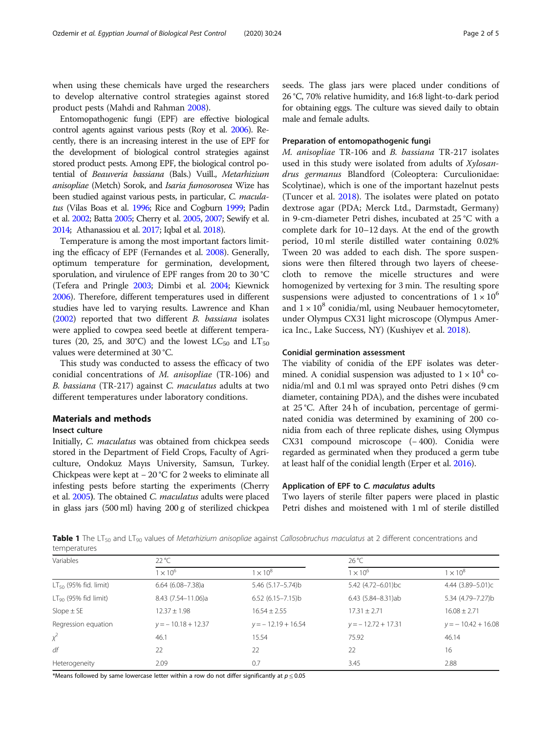when using these chemicals have urged the researchers to develop alternative control strategies against stored product pests (Mahdi and Rahman 2008).

Entomopathogenic fungi (EPF) are effective biological control agents against various pests (Roy et al. 2006). Recently, there is an increasing interest in the use of EPF for the development of biological control strategies against stored product pests. Among EPF, the biological control potential of *Beauveria bassiana* (Bals.) Vuill., *Metarhizium anisopliae* (Metch) Sorok, and *Isaria fumosorosea* Wize has been studied against various pests, in particular, *C. maculatus* (Vilas Boas et al. 1996; Rice and Cogburn 1999; Padin et al. 2002; Batta 2005; Cherry et al. 2005, 2007; Sewify et al. 2014; Athanassiou et al. 2017; Iqbal et al. 2018).

Temperature is among the most important factors limiting the efficacy of EPF (Fernandes et al. 2008). Generally, optimum temperature for germination, development, sporulation, and virulence of EPF ranges from 20 to 30 °C (Tefera and Pringle 2003; Dimbi et al. 2004; Kiewnick 2006). Therefore, different temperatures used in different studies have led to varying results. Lawrence and Khan (2002) reported that two different *B. bassiana* isolates were applied to cowpea seed beetle at different temperatures (20, 25, and 30°C) and the lowest $LC_{50}$ and $LT_{50}$ values were determined at 30 °C.

This study was conducted to assess the efficacy of two conidial concentrations of *M. anisopliae* (TR-106) and *B. bassiana* (TR-217) against *C. maculatus* adults at two different temperatures under laboratory conditions.

## Materials and methods

### Insect culture

Initially, *C. maculatus* was obtained from chickpea seeds stored in the Department of Field Crops, Faculty of Agriculture, Ondokuz Mayıs University, Samsun, Turkey. Chickpeas were kept at − 20 °C for 2 weeks to eliminate all infesting pests before starting the experiments (Cherry et al. 2005). The obtained *C. maculatus* adults were placed in glass jars (500 ml) having 200 g of sterilized chickpea seeds. The glass jars were placed under conditions of 26 °C, 70% relative humidity, and 16:8 light-to-dark period for obtaining eggs. The culture was sieved daily to obtain male and female adults.

### Preparation of entomopathogenic fungi

*M. anisopliae* TR-106 and *B. bassiana* TR-217 isolates used in this study were isolated from adults of *Xylosandrus germanus* Blandford (Coleoptera: Curculionidae: Scolytinae), which is one of the important hazelnut pests (Tuncer et al. 2018). The isolates were plated on potato dextrose agar (PDA; Merck Ltd., Darmstadt, Germany) in 9-cm-diameter Petri dishes, incubated at 25 °C with a complete dark for 10–12 days. At the end of the growth period, 10 ml sterile distilled water containing 0.02% Tween 20 was added to each dish. The spore suspensions were then filtered through two layers of cheesecloth to remove the micelle structures and were homogenized by vertexing for 3 min. The resulting spore suspensions were adjusted to concentrations of $1 \times 10^6$ and $1 \times 10^8$ conidia/ml, using Neubauer hemocytometer, under Olympus CX31 light microscope (Olympus America Inc., Lake Success, NY) (Kushiyev et al. 2018).

### Conidial germination assessment

The viability of conidia of the EPF isolates was determined. A conidial suspension was adjusted to $1 \times 10^4$ conidia/ml and 0.1 ml was sprayed onto Petri dishes (9 cm diameter, containing PDA), and the dishes were incubated at 25 °C. After 24 h of incubation, percentage of germinated conidia was determined by examining of 200 conidia from each of three replicate dishes, using Olympus CX31 compound microscope (− 400). Conidia were regarded as germinated when they produced a germ tube at least half of the conidial length (Erper et al. 2016).

### Application of EPF to *C. maculatus* adults

Two layers of sterile filter papers were placed in plastic Petri dishes and moistened with 1 ml of sterile distilled

**Table 1** The $LT_{50}$ and $LT_{90}$ values of *Metarhizium anisopliae* against *Callosobruchus maculatus* at 2 different concentrations and temperatures

| Variables | 22 °C | | 26 °C | |
|---|---|---|---|---|
| | $1 \times 10^6$ | $1 \times 10^8$ | $1 \times 10^6$ | $1 \times 10^8$ |
| $LT_{50}$ (95% fid. limit) | 6.64 (6.08–7.38)a | 5.46 (5.17–5.74)b | 5.42 (4.72–6.01)bc | 4.44 (3.89–5.01)c |
| $LT_{90}$ (95% fid limit) | 8.43 (7.54–11.06)a | 6.52 (6.15–7.15)b | 6.43 (5.84–8.31)ab | 5.34 (4.79–7.27)b |
| Slope ± SE | 12.37 ± 1.98 | 16.54 ± 2.55 | 17.31 ± 2.71 | 16.08 ± 2.71 |
| Regression equation | $y = -10.18 + 12.37$ | $y = -12.19 + 16.54$ | $y = -12.72 + 17.31$ | $y = -10.42 + 16.08$ |
| $\chi^2$ | 46.1 | 15.54 | 75.92 | 46.14 |
| *df* | 22 | 22 | 22 | 16 |
| Heterogeneity | 2.09 | 0.7 | 3.45 | 2.88 |

*Means followed by same lowercase letter within a row do not differ significantly at $p \leq 0.05$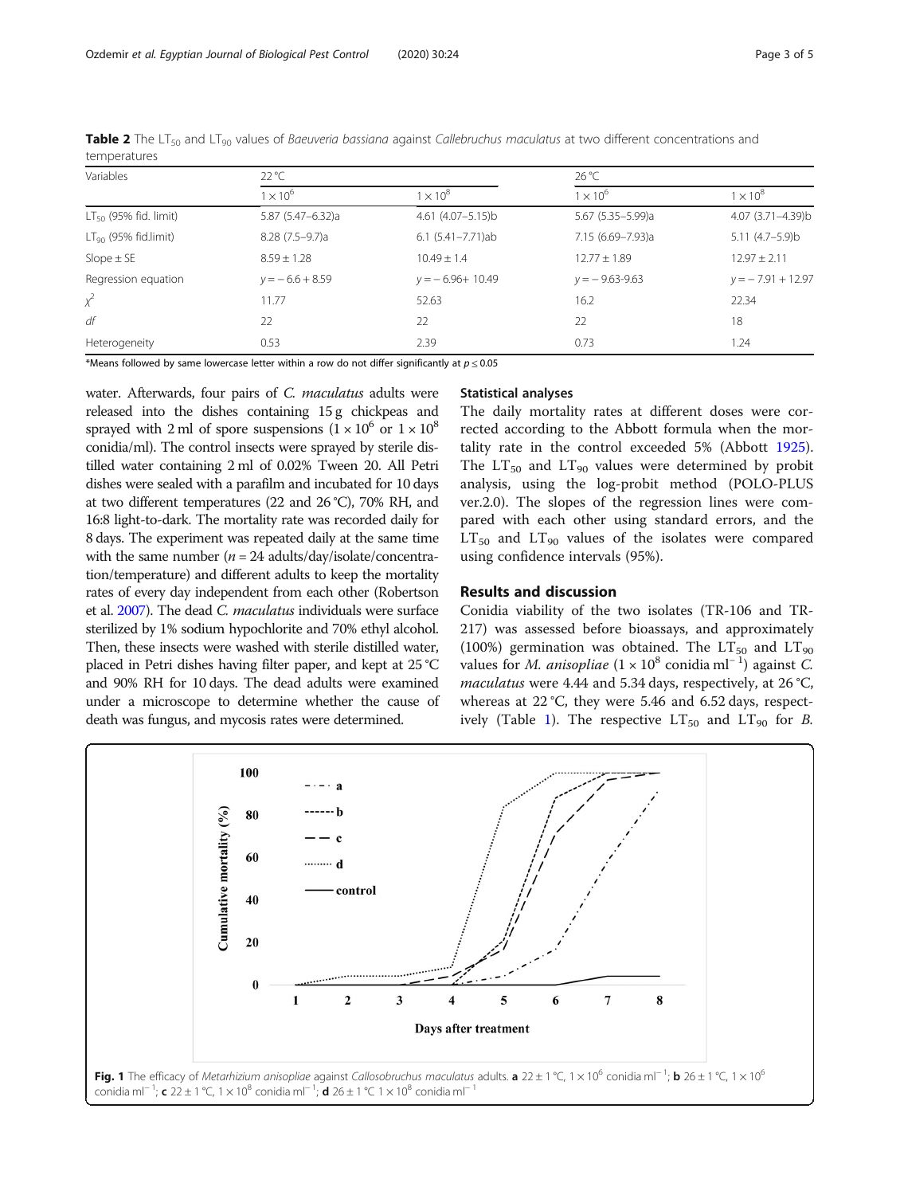**Table 2** The $LT_{50}$ and $LT_{90}$ values of *Baeuveria bassiana* against *Callebruchus maculatus* at two different concentrations and temperatures

| Variables | 22 °C | | 26 °C | |
|---|---|---|---|---|
| | $1 \times 10^6$ | $1 \times 10^8$ | $1 \times 10^6$ | $1 \times 10^8$ |
| $LT_{50}$ (95% fid. limit) | 5.87 (5.47–6.32)a | 4.61 (4.07–5.15)b | 5.67 (5.35–5.99)a | 4.07 (3.71–4.39)b |
| $LT_{90}$ (95% fid.limit) | 8.28 (7.5–9.7)a | 6.1 (5.41–7.71)ab | 7.15 (6.69–7.93)a | 5.11 (4.7–5.9)b |
| Slope ± SE | 8.59 ± 1.28 | 10.49 ± 1.4 | 12.77 ± 1.89 | 12.97 ± 2.11 |
| Regression equation | $y = -6.6 + 8.59$ | $y = -6.96 + 10.49$ | $y = -9.63\text{-}9.63$ | $y = -7.91 + 12.97$ |
| $\chi^2$ | 11.77 | 52.63 | 16.2 | 22.34 |
| *df* | 22 | 22 | 22 | 18 |
| Heterogeneity | 0.53 | 2.39 | 0.73 | 1.24 |

*Means followed by same lowercase letter within a row do not differ significantly at $p \leq 0.05$

water. Afterwards, four pairs of *C. maculatus* adults were released into the dishes containing 15 g chickpeas and sprayed with 2 ml of spore suspensions ($1 \times 10^6$ or $1 \times 10^8$ conidia/ml). The control insects were sprayed by sterile distilled water containing 2 ml of 0.02% Tween 20. All Petri dishes were sealed with a parafilm and incubated for 10 days at two different temperatures (22 and 26 °C), 70% RH, and 16:8 light-to-dark. The mortality rate was recorded daily for 8 days. The experiment was repeated daily at the same time with the same number ($n = 24$ adults/day/isolate/concentration/temperature) and different adults to keep the mortality rates of every day independent from each other (Robertson et al. 2007). The dead *C. maculatus* individuals were surface sterilized by 1% sodium hypochlorite and 70% ethyl alcohol. Then, these insects were washed with sterile distilled water, placed in Petri dishes having filter paper, and kept at 25 °C and 90% RH for 10 days. The dead adults were examined under a microscope to determine whether the cause of death was fungus, and mycosis rates were determined.

### Statistical analyses

The daily mortality rates at different doses were corrected according to the Abbott formula when the mortality rate in the control exceeded 5% (Abbott 1925). The $LT_{50}$ and $LT_{90}$ values were determined by probit analysis, using the log-probit method (POLO-PLUS ver.2.0). The slopes of the regression lines were compared with each other using standard errors, and the $LT_{50}$ and $LT_{90}$ values of the isolates were compared using confidence intervals (95%).

## Results and discussion

Conidia viability of the two isolates (TR-106 and TR-217) was assessed before bioassays, and approximately (100%) germination was obtained. The $LT_{50}$ and $LT_{90}$ values for *M. anisopliae* ($1 \times 10^8$ conidia $ml^{-1}$) against *C. maculatus* were 4.44 and 5.34 days, respectively, at 26 °C, whereas at 22 °C, they were 5.46 and 6.52 days, respectively (Table 1). The respective $LT_{50}$ and $LT_{90}$ for *B.*

**Fig. 1** The efficacy of *Metarhizium anisopliae* against *Callosobruchus maculatus* adults. **a** 22 ± 1 °C, $1 \times 10^6$ conidia $ml^{-1}$; **b** 26 ± 1 °C, $1 \times 10^6$ conidia $ml^{-1}$; **c** 22 ± 1 °C, $1 \times 10^8$ conidia $ml^{-1}$; **d** 26 ± 1 °C $1 \times 10^8$ conidia $ml^{-1}$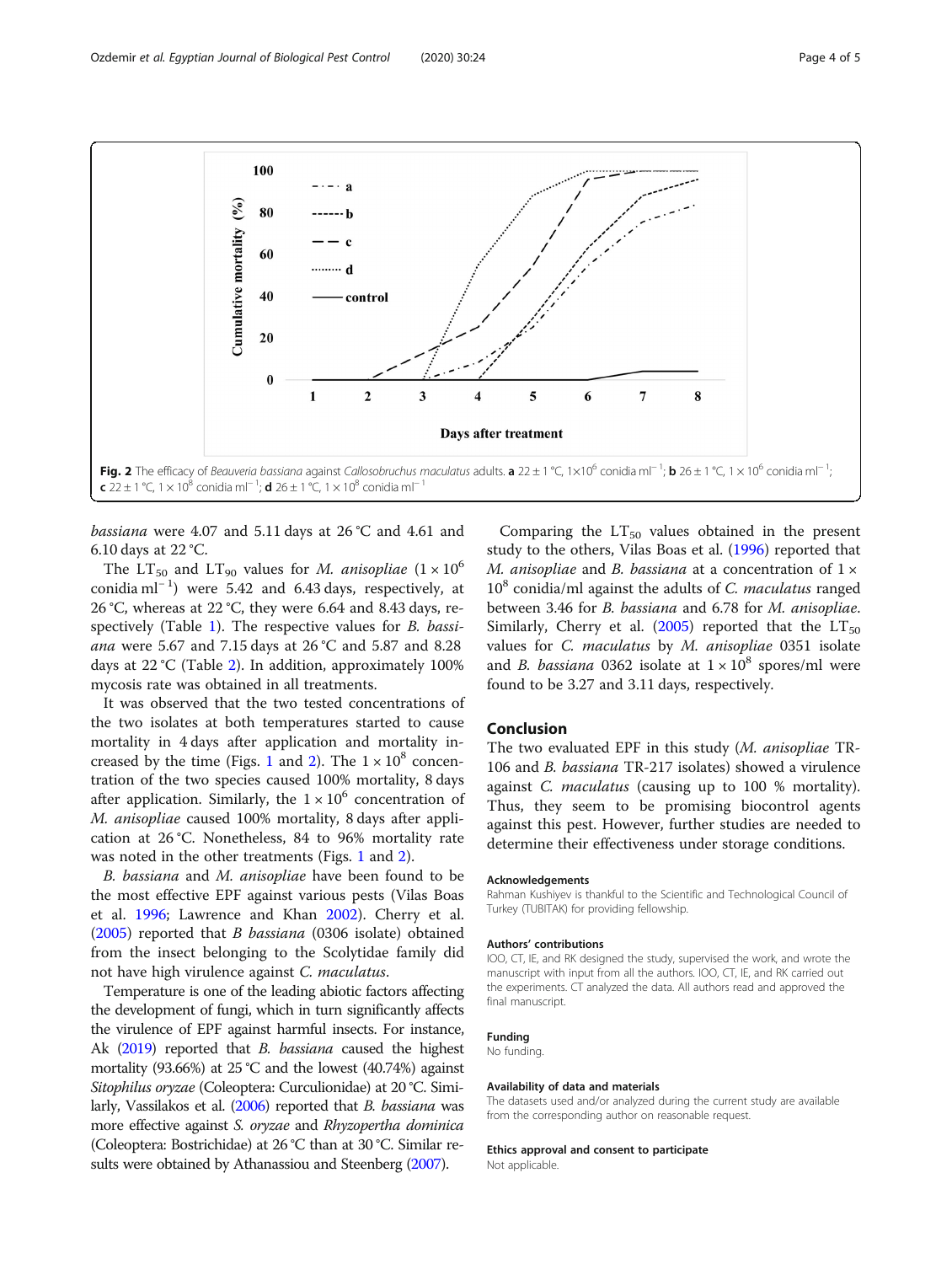Fig. 2 The efficacy of *Beauveria bassiana* against *Callosobruchus maculatus* adults. **a** 22 ± 1 °C, 1×10$^6$ conidia ml$^{-1}$; **b** 26 ± 1 °C, 1 × 10$^6$ conidia ml$^{-1}$; **c** 22 ± 1 °C, 1 × 10$^8$ conidia ml$^{-1}$; **d** 26 ± 1 °C, 1 × 10$^8$ conidia ml$^{-1}$

*bassiana* were 4.07 and 5.11 days at 26 °C and 4.61 and 6.10 days at 22 °C.

The $LT_{50}$ and $LT_{90}$ values for *M. anisopliae* (1 × 10$^6$ conidia ml$^{-1}$) were 5.42 and 6.43 days, respectively, at 26 °C, whereas at 22 °C, they were 6.64 and 8.43 days, respectively (Table 1). The respective values for *B. bassiana* were 5.67 and 7.15 days at 26 °C and 5.87 and 8.28 days at 22 °C (Table 2). In addition, approximately 100% mycosis rate was obtained in all treatments.

It was observed that the two tested concentrations of the two isolates at both temperatures started to cause mortality in 4 days after application and mortality increased by the time (Figs. 1 and 2). The 1 × 10$^8$ concentration of the two species caused 100% mortality, 8 days after application. Similarly, the 1 × 10$^6$ concentration of *M. anisopliae* caused 100% mortality, 8 days after application at 26 °C. Nonetheless, 84 to 96% mortality rate was noted in the other treatments (Figs. 1 and 2).

*B. bassiana* and *M. anisopliae* have been found to be the most effective EPF against various pests (Vilas Boas et al. 1996; Lawrence and Khan 2002). Cherry et al. (2005) reported that *B bassiana* (0306 isolate) obtained from the insect belonging to the Scolytidae family did not have high virulence against *C. maculatus*.

Temperature is one of the leading abiotic factors affecting the development of fungi, which in turn significantly affects the virulence of EPF against harmful insects. For instance, Ak (2019) reported that *B. bassiana* caused the highest mortality (93.66%) at 25 °C and the lowest (40.74%) against *Sitophilus oryzae* (Coleoptera: Curculionidae) at 20 °C. Similarly, Vassilakos et al. (2006) reported that *B. bassiana* was more effective against *S. oryzae* and *Rhyzopertha dominica* (Coleoptera: Bostrichidae) at 26 °C than at 30 °C. Similar results were obtained by Athanassiou and Steenberg (2007).

Comparing the $LT_{50}$ values obtained in the present study to the others, Vilas Boas et al. (1996) reported that *M. anisopliae* and *B. bassiana* at a concentration of 1 × 10$^8$ conidia/ml against the adults of *C. maculatus* ranged between 3.46 for *B. bassiana* and 6.78 for *M. anisopliae*. Similarly, Cherry et al. (2005) reported that the $LT_{50}$ values for *C. maculatus* by *M. anisopliae* 0351 isolate and *B. bassiana* 0362 isolate at 1 × 10$^8$ spores/ml were found to be 3.27 and 3.11 days, respectively.

## Conclusion

The two evaluated EPF in this study (*M. anisopliae* TR-106 and *B. bassiana* TR-217 isolates) showed a virulence against *C. maculatus* (causing up to 100 % mortality). Thus, they seem to be promising biocontrol agents against this pest. However, further studies are needed to determine their effectiveness under storage conditions.

### Acknowledgements

Rahman Kushiyev is thankful to the Scientific and Technological Council of Turkey (TUBITAK) for providing fellowship.

### Authors' contributions

IOO, CT, IE, and RK designed the study, supervised the work, and wrote the manuscript with input from all the authors. IOO, CT, IE, and RK carried out the experiments. CT analyzed the data. All authors read and approved the final manuscript.

### Funding

No funding.

### Availability of data and materials

The datasets used and/or analyzed during the current study are available from the corresponding author on reasonable request.

### Ethics approval and consent to participate

Not applicable.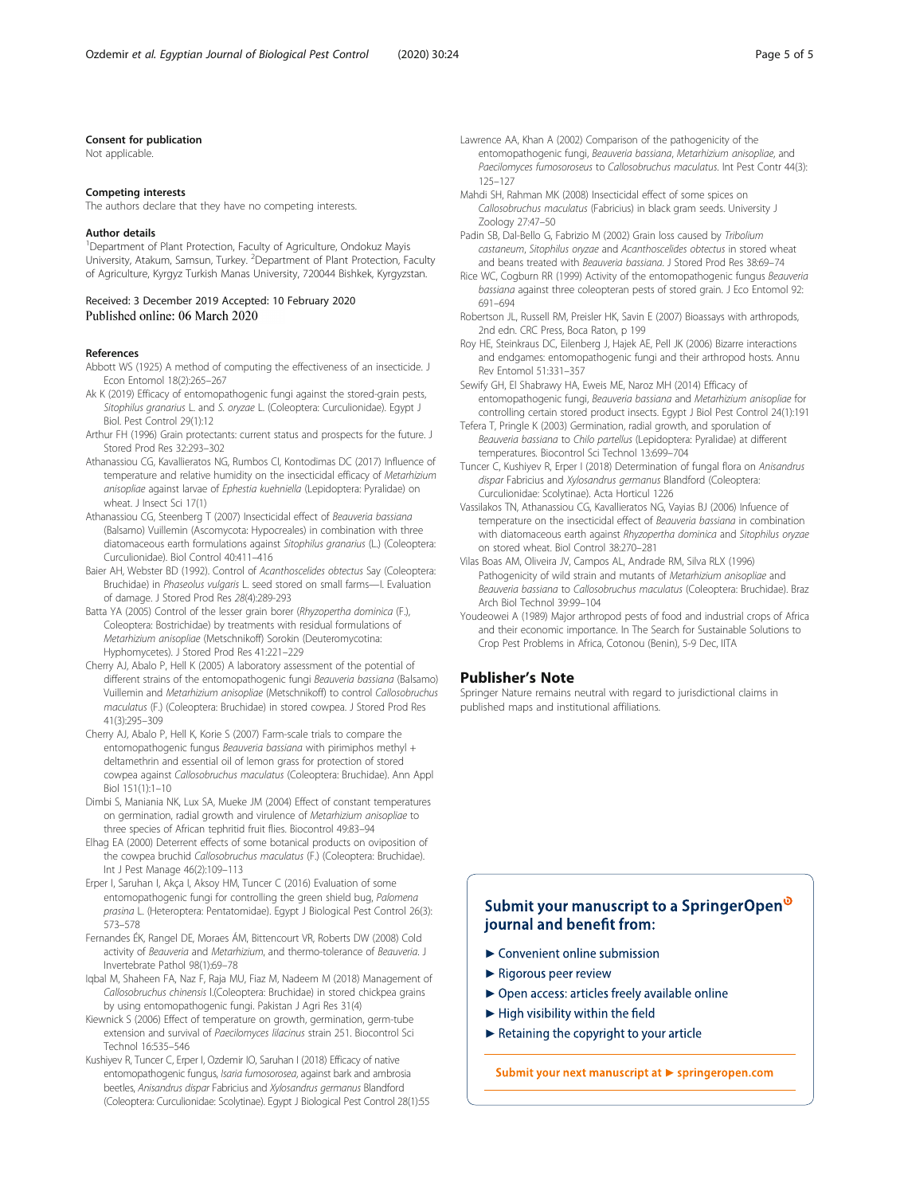### Consent for publication

Not applicable.

### Competing interests

The authors declare that they have no competing interests.

### Author details

[1]Department of Plant Protection, Faculty of Agriculture, Ondokuz Mayis University, Atakum, Samsun, Turkey. [2]Department of Plant Protection, Faculty of Agriculture, Kyrgyz Turkish Manas University, 720044 Bishkek, Kyrgyzstan.

Received: 3 December 2019 Accepted: 10 February 2020
Published online: 06 March 2020

### References

Abbott WS (1925) A method of computing the effectiveness of an insecticide. J Econ Entomol 18(2):265–267

Ak K (2019) Efficacy of entomopathogenic fungi against the stored-grain pests, *Sitophilus granarius* L. and *S. oryzae* L. (Coleoptera: Curculionidae). Egypt J Biol. Pest Control 29(1):12

Arthur FH (1996) Grain protectants: current status and prospects for the future. J Stored Prod Res 32:293–302

Athanassiou CG, Kavallieratos NG, Rumbos CI, Kontodimas DC (2017) Influence of temperature and relative humidity on the insecticidal efficacy of *Metarhizium anisopliae* against larvae of *Ephestia kuehniella* (Lepidoptera: Pyralidae) on wheat. J Insect Sci 17(1)

Athanassiou CG, Steenberg T (2007) Insecticidal effect of *Beauveria bassiana* (Balsamo) Vuillemin (Ascomycota: Hypocreales) in combination with three diatomaceous earth formulations against *Sitophilus granarius* (L.) (Coleoptera: Curculionidae). Biol Control 40:411–416

Baier AH, Webster BD (1992). Control of *Acanthoscelides obtectus* Say (Coleoptera: Bruchidae) in *Phaseolus vulgaris* L. seed stored on small farms—I. Evaluation of damage. J Stored Prod Res *28*(4):289-293

Batta YA (2005) Control of the lesser grain borer (*Rhyzopertha dominica* (F.), Coleoptera: Bostrichidae) by treatments with residual formulations of *Metarhizium anisopliae* (Metschnikoff) Sorokin (Deuteromycotina: Hyphomycetes). J Stored Prod Res 41:221–229

Cherry AJ, Abalo P, Hell K (2005) A laboratory assessment of the potential of different strains of the entomopathogenic fungi *Beauveria bassiana* (Balsamo) Vuillemin and *Metarhizium anisopliae* (Metschnikoff) to control *Callosobruchus maculatus* (F.) (Coleoptera: Bruchidae) in stored cowpea. J Stored Prod Res 41(3):295–309

Cherry AJ, Abalo P, Hell K, Korie S (2007) Farm-scale trials to compare the entomopathogenic fungus *Beauveria bassiana* with pirimiphos methyl + deltamethrin and essential oil of lemon grass for protection of stored cowpea against *Callosobruchus maculatus* (Coleoptera: Bruchidae). Ann Appl Biol 151(1):1–10

Dimbi S, Maniania NK, Lux SA, Mueke JM (2004) Effect of constant temperatures on germination, radial growth and virulence of *Metarhizium anisopliae* to three species of African tephritid fruit flies. Biocontrol 49:83–94

Elhag EA (2000) Deterrent effects of some botanical products on oviposition of the cowpea bruchid *Callosobruchus maculatus* (F.) (Coleoptera: Bruchidae). Int J Pest Manage 46(2):109–113

Erper I, Saruhan I, Akça I, Aksoy HM, Tuncer C (2016) Evaluation of some entomopathogenic fungi for controlling the green shield bug, *Palomena prasina* L. (Heteroptera: Pentatomidae). Egypt J Biological Pest Control 26(3): 573–578

Fernandes ÉK, Rangel DE, Moraes ÁM, Bittencourt VR, Roberts DW (2008) Cold activity of *Beauveria* and *Metarhizium*, and thermo-tolerance of *Beauveria*. J Invertebrate Pathol 98(1):69–78

Iqbal M, Shaheen FA, Naz F, Raja MU, Fiaz M, Nadeem M (2018) Management of *Callosobruchus chinensis* l.(Coleoptera: Bruchidae) in stored chickpea grains by using entomopathogenic fungi. Pakistan J Agri Res 31(4)

Kiewnick S (2006) Effect of temperature on growth, germination, germ-tube extension and survival of *Paecilomyces lilacinus* strain 251. Biocontrol Sci Technol 16:535–546

Kushiyev R, Tuncer C, Erper I, Ozdemir IO, Saruhan I (2018) Efficacy of native entomopathogenic fungus, *Isaria fumosorosea*, against bark and ambrosia beetles, *Anisandrus dispar* Fabricius and *Xylosandrus germanus* Blandford (Coleoptera: Curculionidae: Scolytinae). Egypt J Biological Pest Control 28(1):55

Lawrence AA, Khan A (2002) Comparison of the pathogenicity of the entomopathogenic fungi, *Beauveria bassiana*, *Metarhizium anisopliae*, and *Paecilomyces fumosoroseus* to *Callosobruchus maculatus*. Int Pest Contr 44(3): 125–127

Mahdi SH, Rahman MK (2008) Insecticidal effect of some spices on *Callosobruchus maculatus* (Fabricius) in black gram seeds. University J Zoology 27:47–50

Padin SB, Dal-Bello G, Fabrizio M (2002) Grain loss caused by *Tribolium castaneum*, *Sitophilus oryzae* and *Acanthoscelides obtectus* in stored wheat and beans treated with *Beauveria bassiana*. J Stored Prod Res 38:69–74

Rice WC, Cogburn RR (1999) Activity of the entomopathogenic fungus *Beauveria bassiana* against three coleopteran pests of stored grain. J Eco Entomol 92: 691–694

Robertson JL, Russell RM, Preisler HK, Savin E (2007) Bioassays with arthropods, 2nd edn. CRC Press, Boca Raton, p 199

Roy HE, Steinkraus DC, Eilenberg J, Hajek AE, Pell JK (2006) Bizarre interactions and endgames: entomopathogenic fungi and their arthropod hosts. Annu Rev Entomol 51:331–357

Sewify GH, El Shabrawy HA, Eweis ME, Naroz MH (2014) Efficacy of entomopathogenic fungi, *Beauveria bassiana* and *Metarhizium anisopliae* for controlling certain stored product insects. Egypt J Biol Pest Control 24(1):191

Tefera T, Pringle K (2003) Germination, radial growth, and sporulation of *Beauveria bassiana* to *Chilo partellus* (Lepidoptera: Pyralidae) at different temperatures. Biocontrol Sci Technol 13:699–704

Tuncer C, Kushiyev R, Erper I (2018) Determination of fungal flora on *Anisandrus dispar* Fabricius and *Xylosandrus germanus* Blandford (Coleoptera: Curculionidae: Scolytinae). Acta Horticul 1226

Vassilakos TN, Athanassiou CG, Kavallieratos NG, Vayias BJ (2006) Infuence of temperature on the insecticidal effect of *Beauveria bassiana* in combination with diatomaceous earth against *Rhyzopertha dominica* and *Sitophilus oryzae* on stored wheat. Biol Control 38:270–281

Vilas Boas AM, Oliveira JV, Campos AL, Andrade RM, Silva RLX (1996) Pathogenicity of wild strain and mutants of *Metarhizium anisopliae* and *Beauveria bassiana* to *Callosobruchus maculatus* (Coleoptera: Bruchidae). Braz Arch Biol Technol 39:99–104

Youdeowei A (1989) Major arthropod pests of food and industrial crops of Africa and their economic importance. In The Search for Sustainable Solutions to Crop Pest Problems in Africa, Cotonou (Benin), 5-9 Dec, IITA

## Publisher's Note

Springer Nature remains neutral with regard to jurisdictional claims in published maps and institutional affiliations.

**Submit your manuscript to a SpringerOpen journal and benefit from:**

- ► Convenient online submission
- ► Rigorous peer review
- ► Open access: articles freely available online
- ► High visibility within the field
- ► Retaining the copyright to your article

Submit your next manuscript at ► springeropen.com